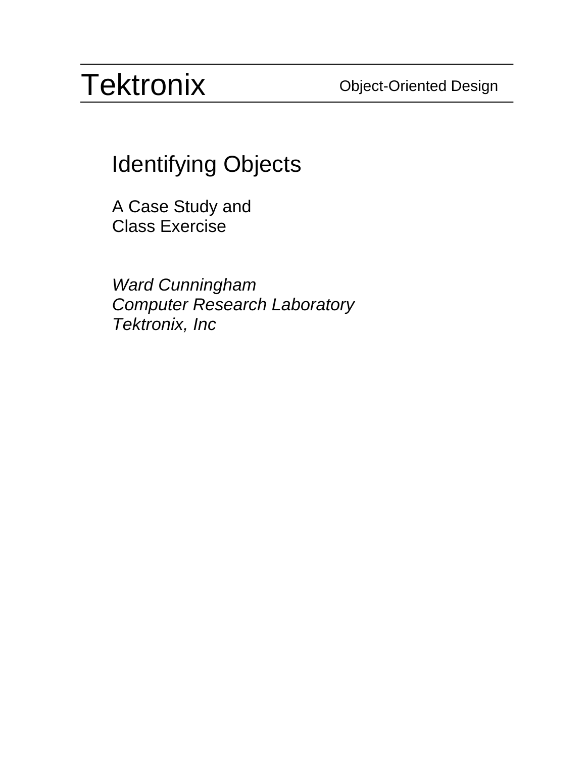Tektronix — Object-Oriented Design

# Identifying Objects

## A Case Study and Class Exercise

*Ward Cunningham*
*Computer Research Laboratory*
*Tektronix, Inc*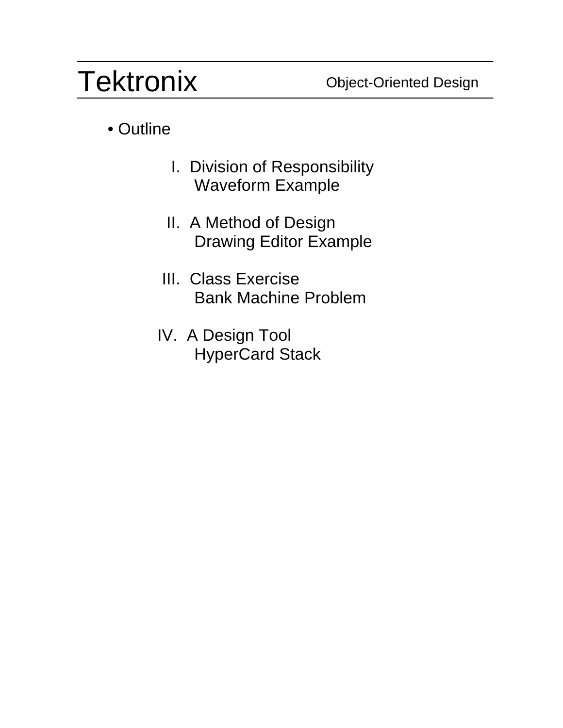- Outline

  I. Division of Responsibility
  Waveform Example

  II. A Method of Design
  Drawing Editor Example

  III. Class Exercise
  Bank Machine Problem

  IV. A Design Tool
  HyperCard Stack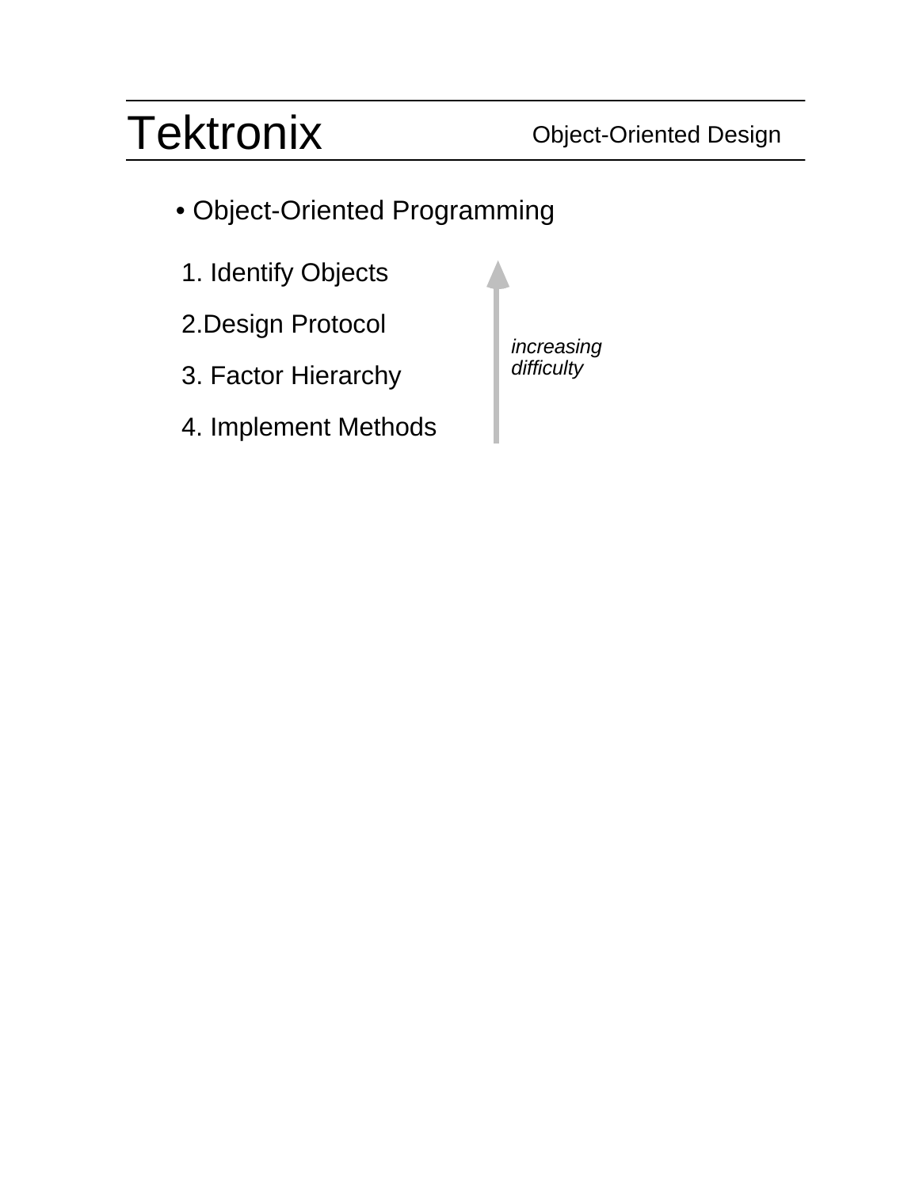- Object-Oriented Programming

1. Identify Objects
2. Design Protocol
3. Factor Hierarchy
4. Implement Methods

*increasing difficulty* ↑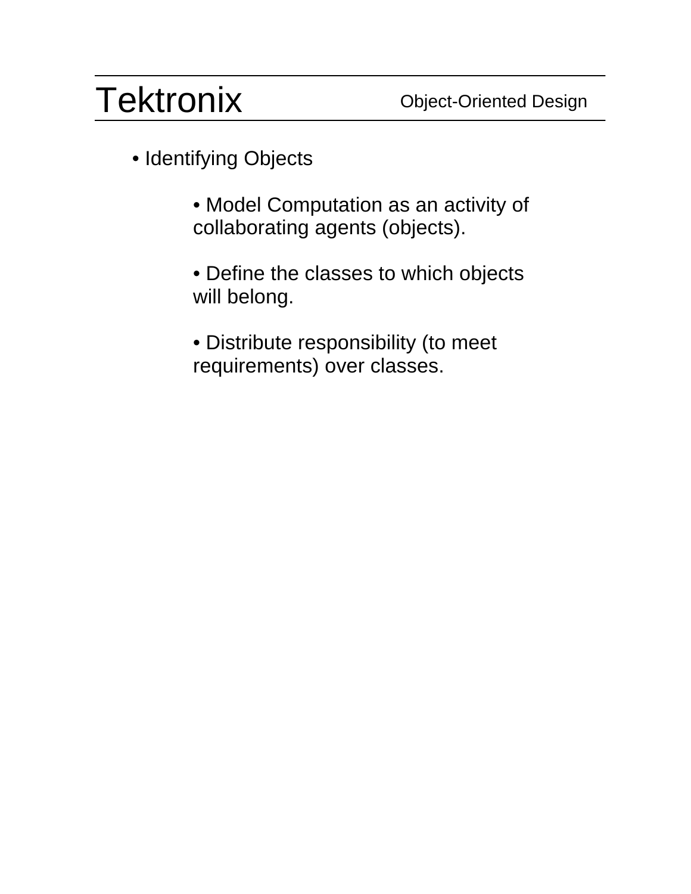- Identifying Objects
  - Model Computation as an activity of collaborating agents (objects).
  - Define the classes to which objects will belong.
  - Distribute responsibility (to meet requirements) over classes.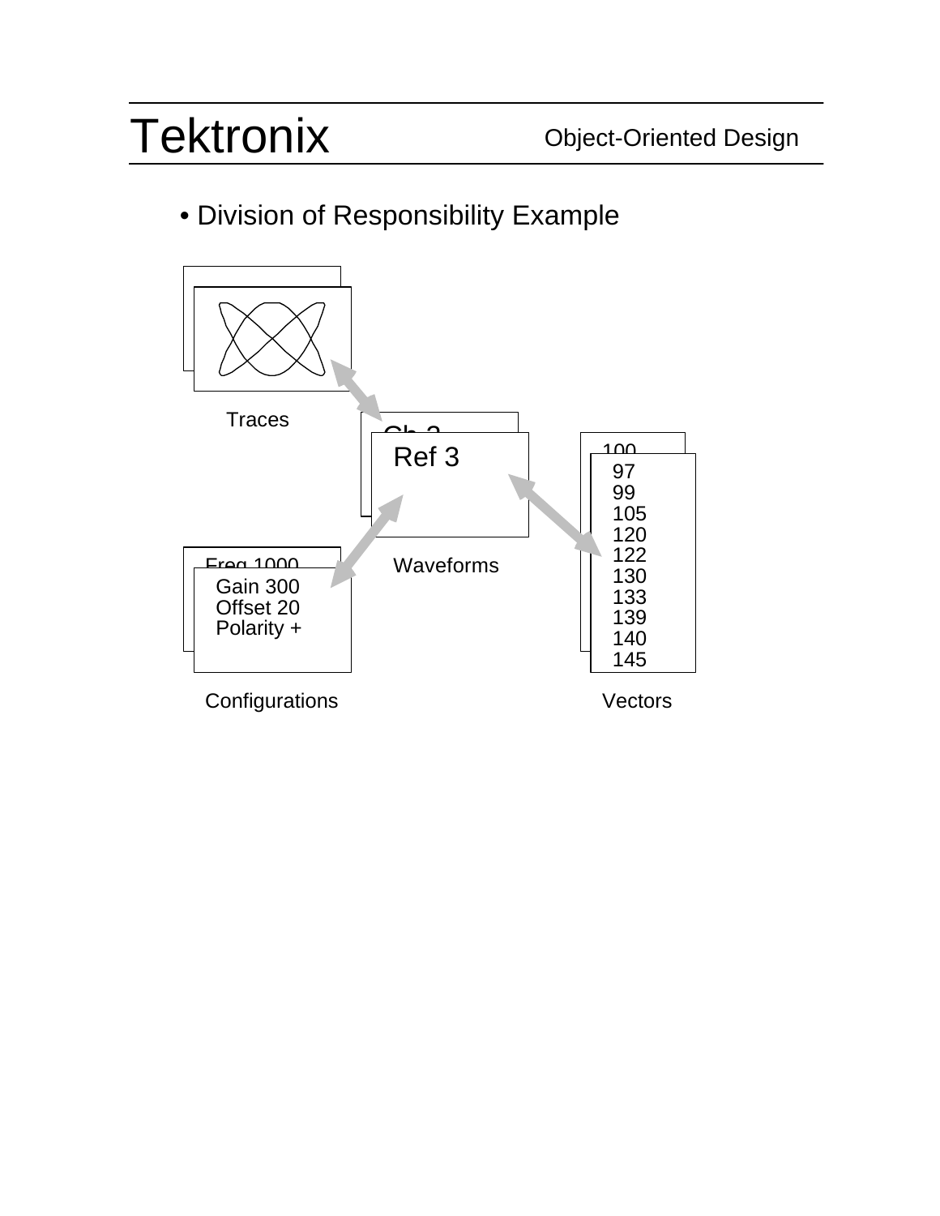- Division of Responsibility Example

Traces

Ch 2

Ref 3

Waveforms

Freq 1000

Gain 300
Offset 20
Polarity +

Configurations

100

97
99
105
120
122
130
133
139
140
145

Vectors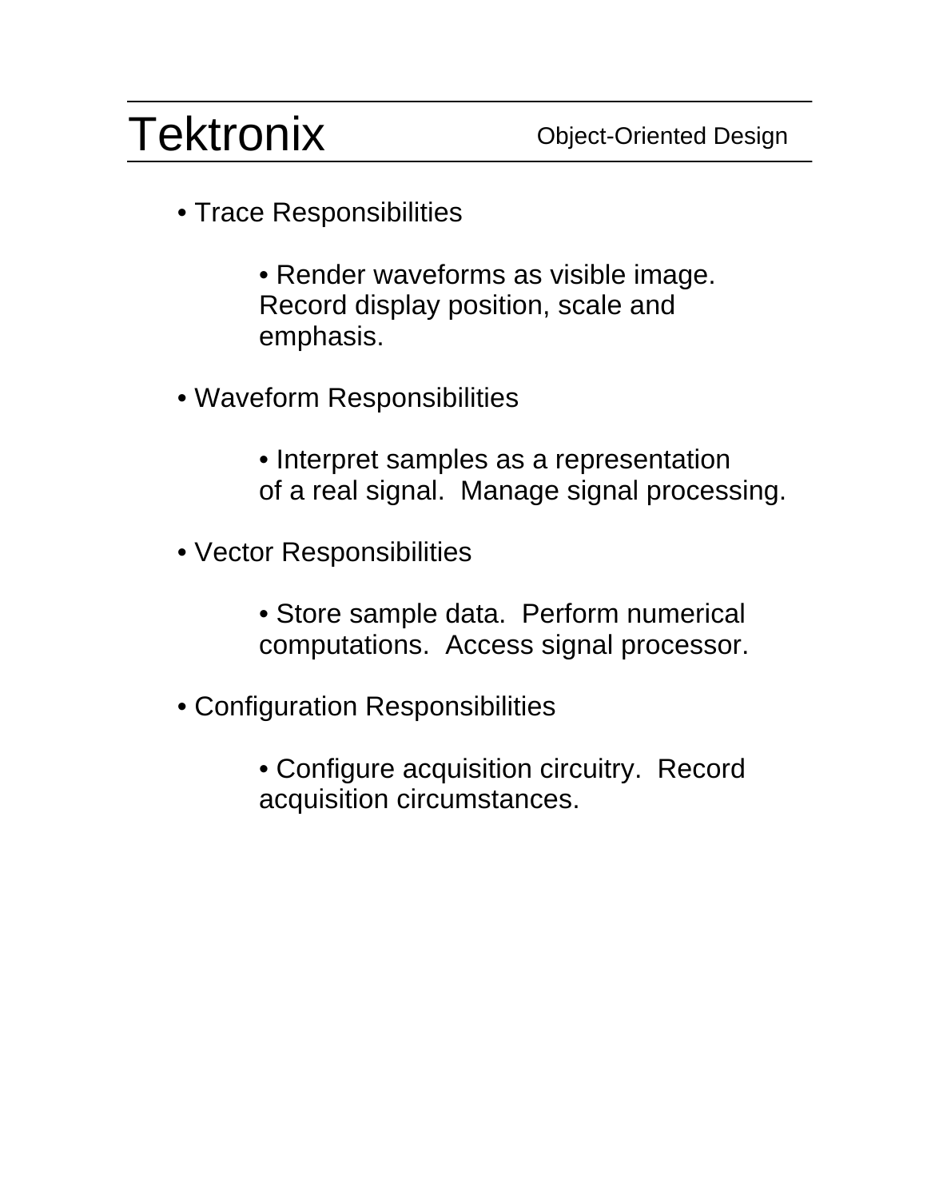- Trace Responsibilities

  - Render waveforms as visible image. Record display position, scale and emphasis.

- Waveform Responsibilities

  - Interpret samples as a representation of a real signal. Manage signal processing.

- Vector Responsibilities

  - Store sample data. Perform numerical computations. Access signal processor.

- Configuration Responsibilities

  - Configure acquisition circuitry. Record acquisition circumstances.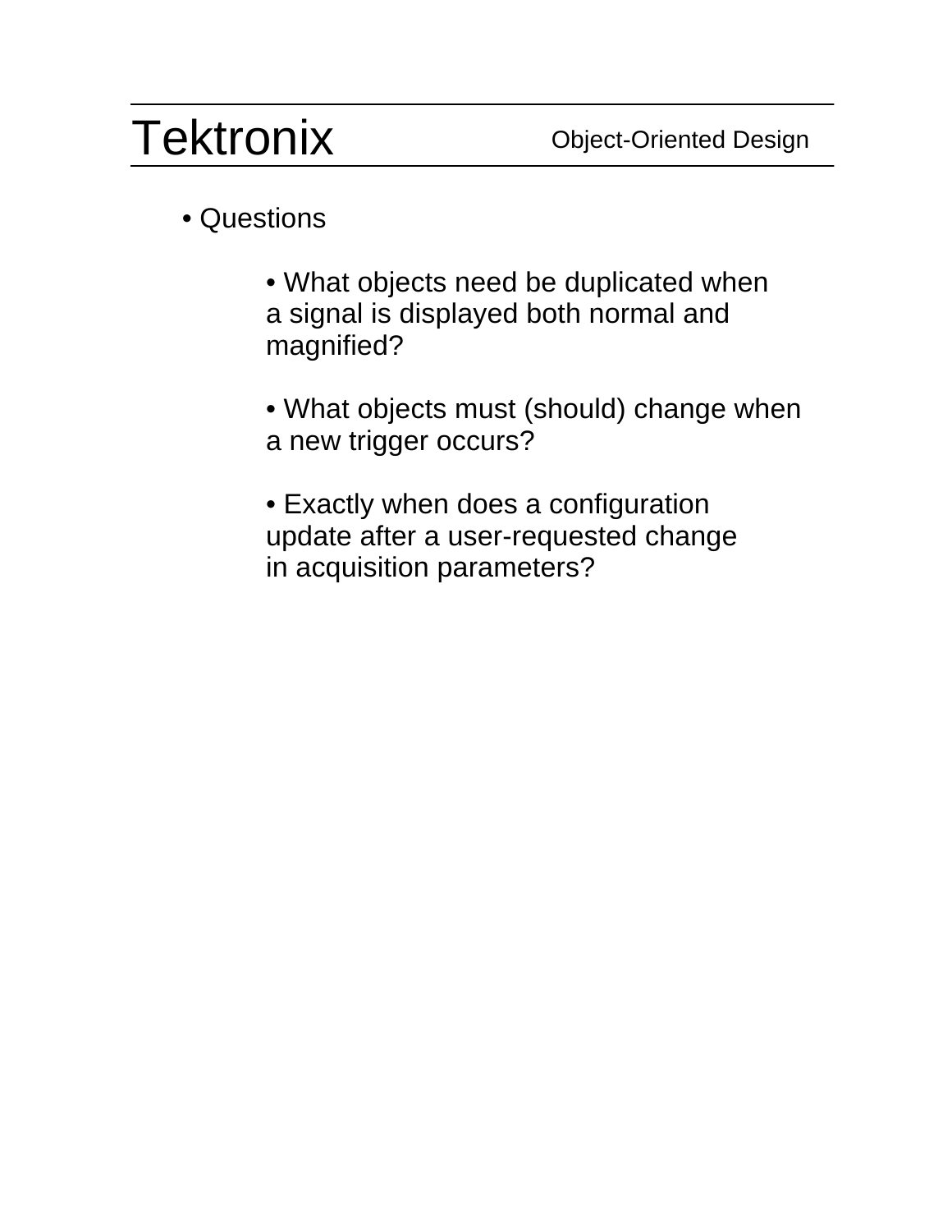- Questions

  - What objects need be duplicated when a signal is displayed both normal and magnified?

  - What objects must (should) change when a new trigger occurs?

  - Exactly when does a configuration update after a user-requested change in acquisition parameters?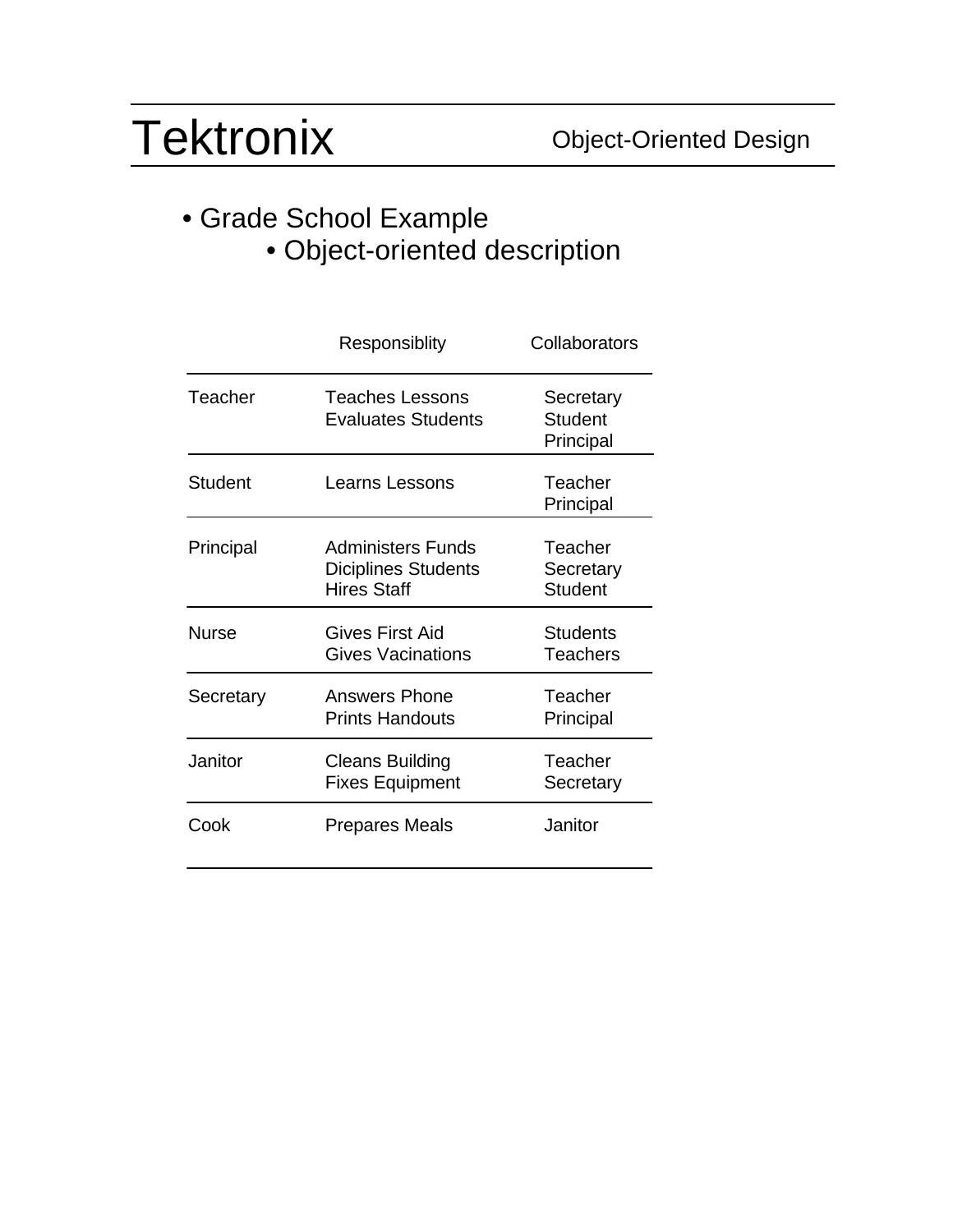- Grade School Example
  - Object-oriented description

| | Responsiblity | Collaborators |
|---|---|---|
| Teacher | Teaches Lessons<br>Evaluates Students | Secretary<br>Student<br>Principal |
| Student | Learns Lessons | Teacher<br>Principal |
| Principal | Administers Funds<br>Diciplines Students<br>Hires Staff | Teacher<br>Secretary<br>Student |
| Nurse | Gives First Aid<br>Gives Vacinations | Students<br>Teachers |
| Secretary | Answers Phone<br>Prints Handouts | Teacher<br>Principal |
| Janitor | Cleans Building<br>Fixes Equipment | Teacher<br>Secretary |
| Cook | Prepares Meals | Janitor |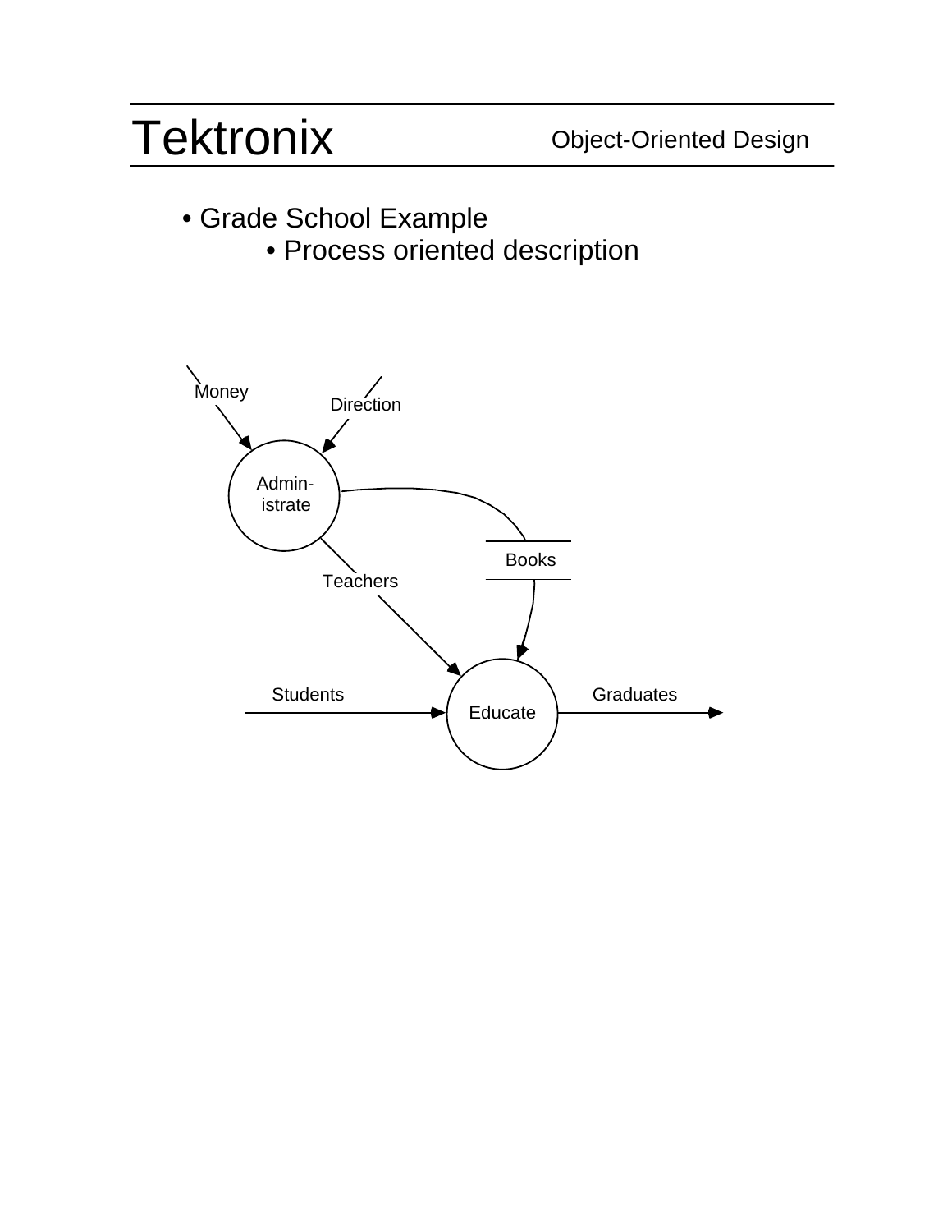- Grade School Example
    - Process oriented description

Money

Direction

Admin-
istrate

Books

Teachers

Students

Educate

Graduates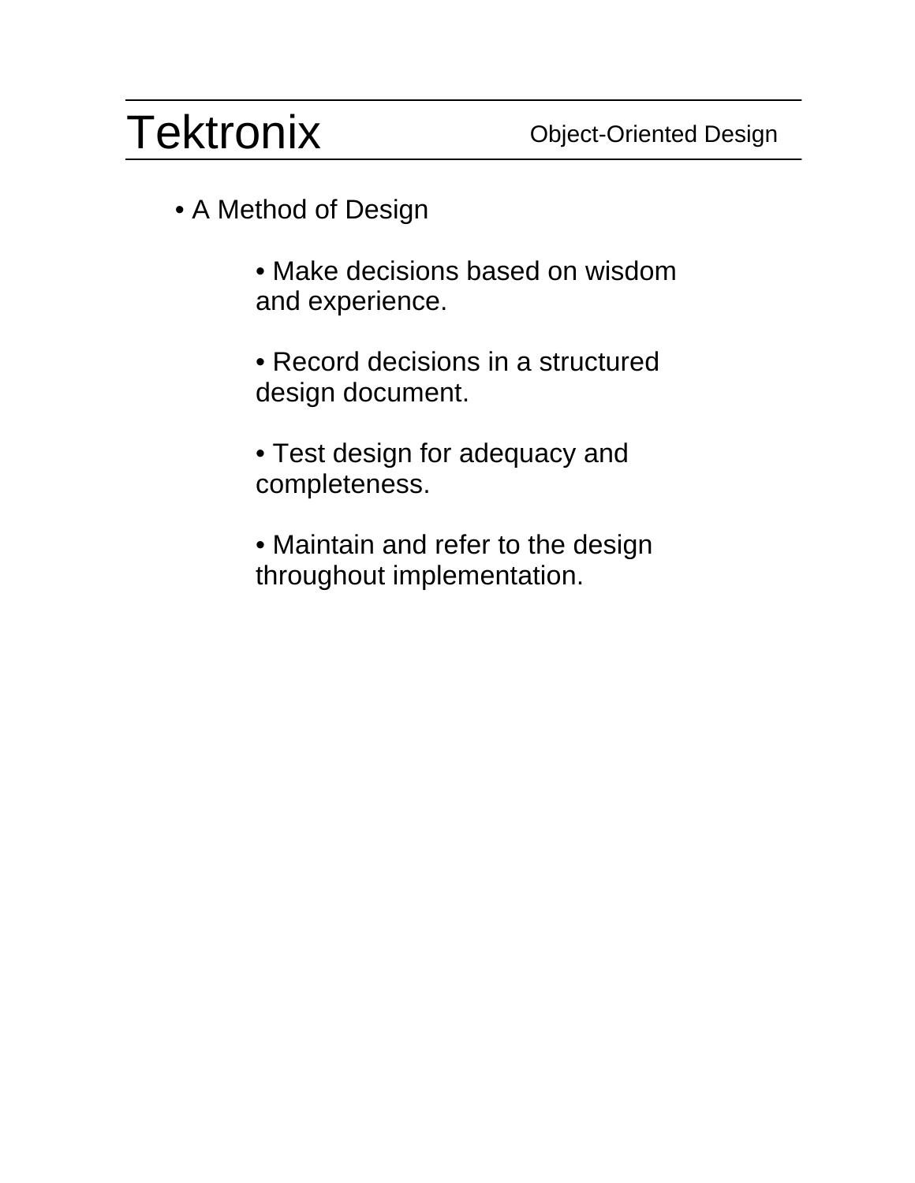- A Method of Design

    - Make decisions based on wisdom and experience.

    - Record decisions in a structured design document.

    - Test design for adequacy and completeness.

    - Maintain and refer to the design throughout implementation.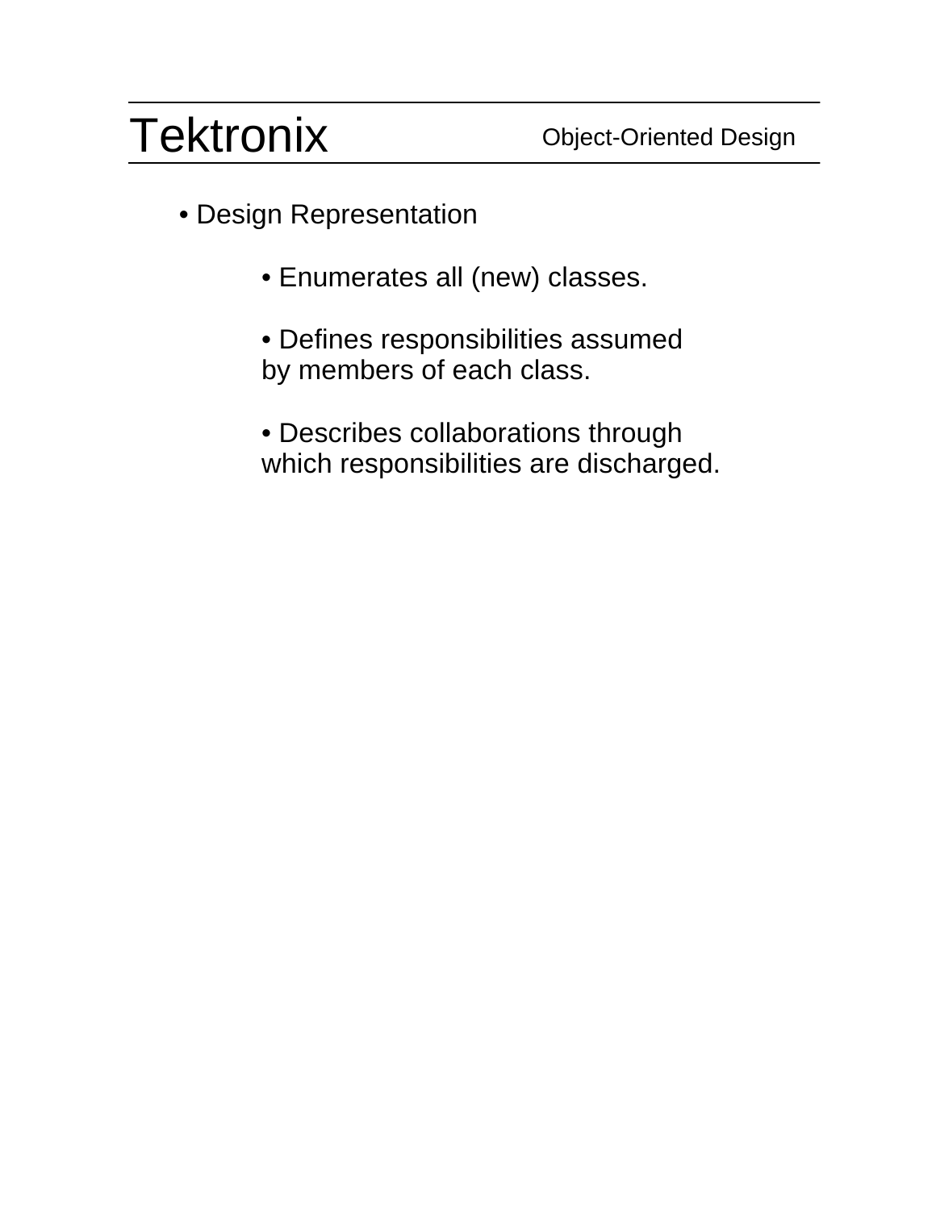- Design Representation

    - Enumerates all (new) classes.

    - Defines responsibilities assumed by members of each class.

    - Describes collaborations through which responsibilities are discharged.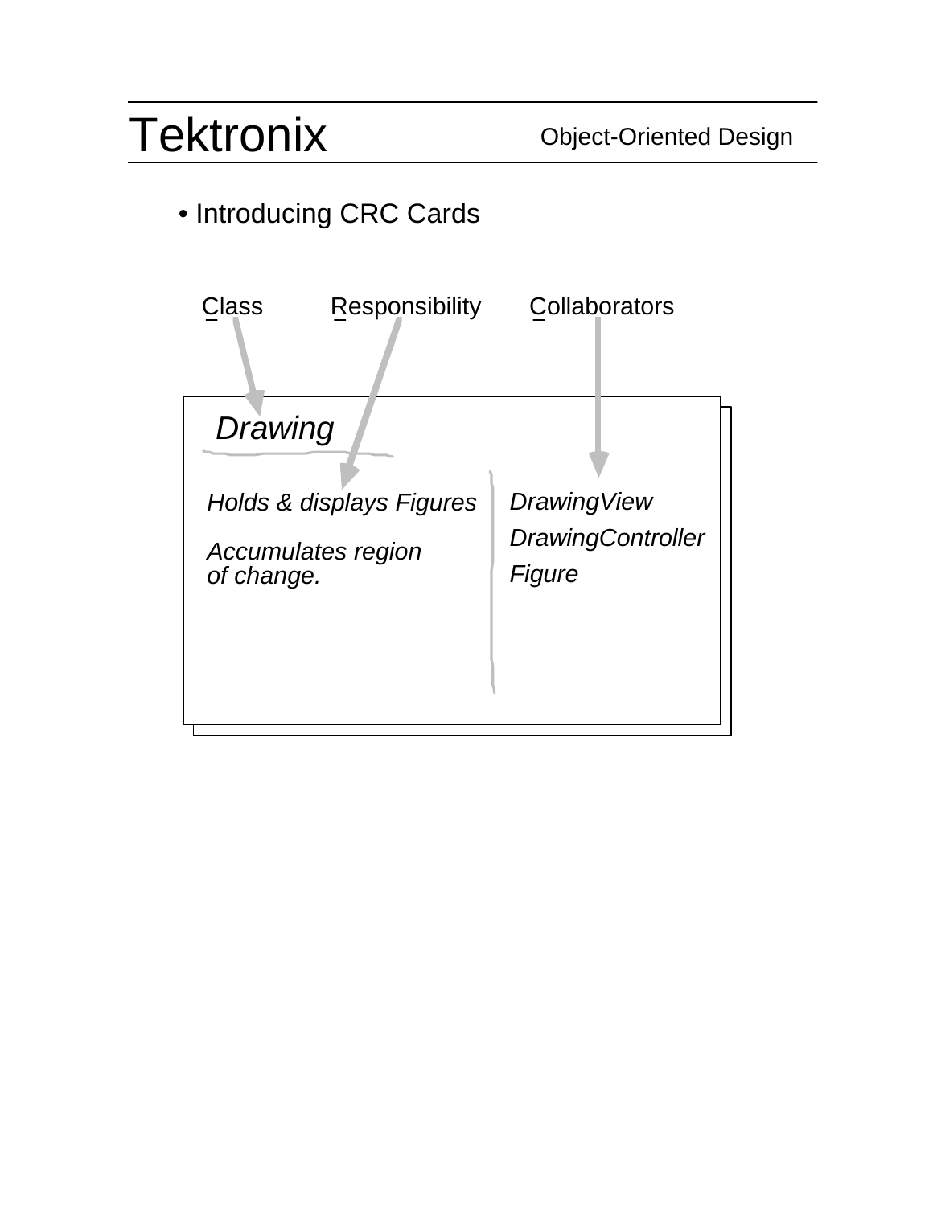- Introducing CRC Cards

Class Responsibility Collaborators

*Drawing*

| Responsibility | Collaborators |
| --- | --- |
| *Holds & displays Figures* | *DrawingView* |
| *Accumulates region of change.* | *DrawingController* |
| | *Figure* |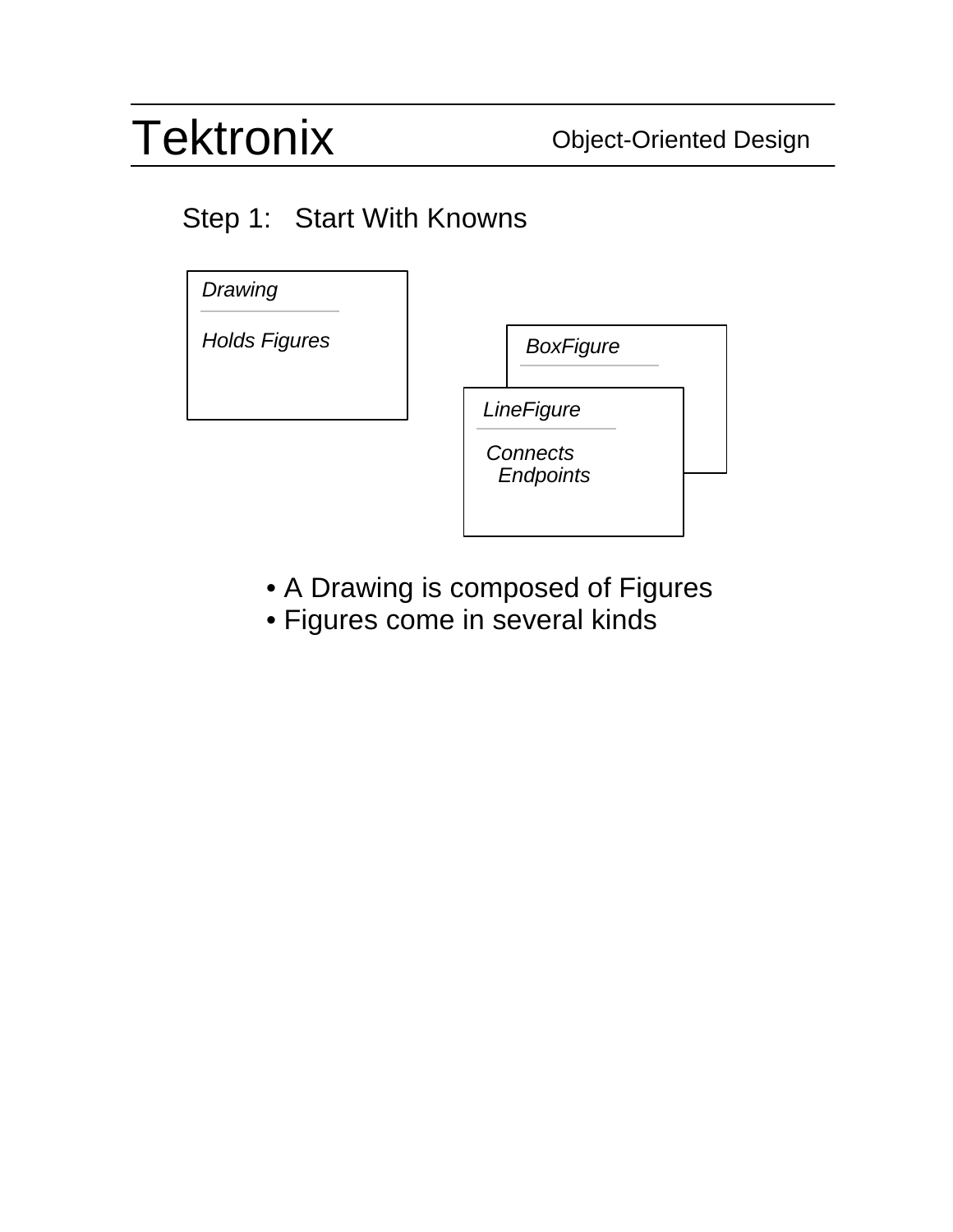# Tektronix

Object-Oriented Design

## Step 1: Start With Knowns

*Drawing*

*Holds Figures*

*BoxFigure*

*LineFigure*

*Connects Endpoints*

- A Drawing is composed of Figures
- Figures come in several kinds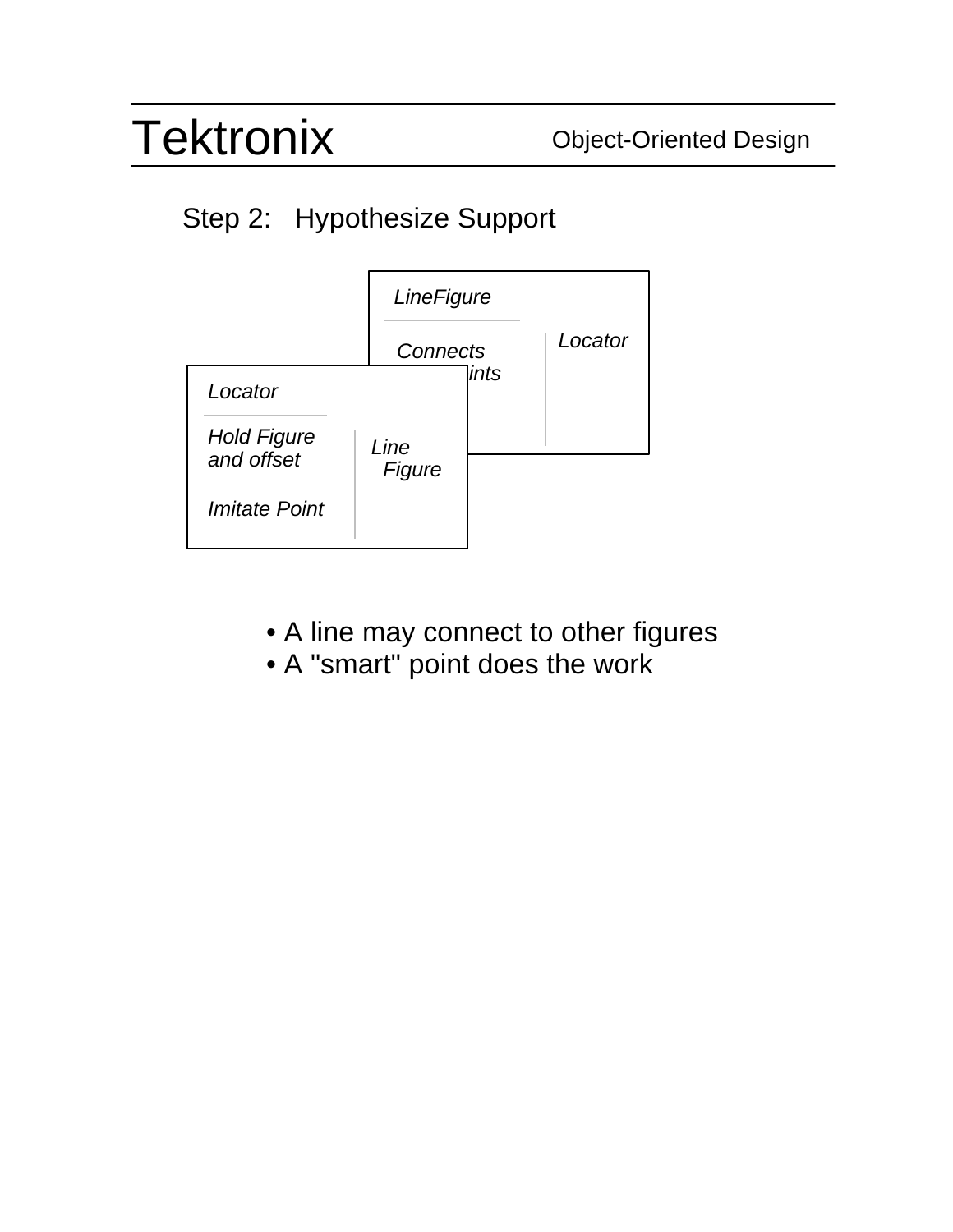## Step 2: Hypothesize Support

*LineFigure*

*Connects* ... *ints*

*Locator*

*Locator*

*Hold Figure and offset*

*Imitate Point*

*Line Figure*

- A line may connect to other figures
- A "smart" point does the work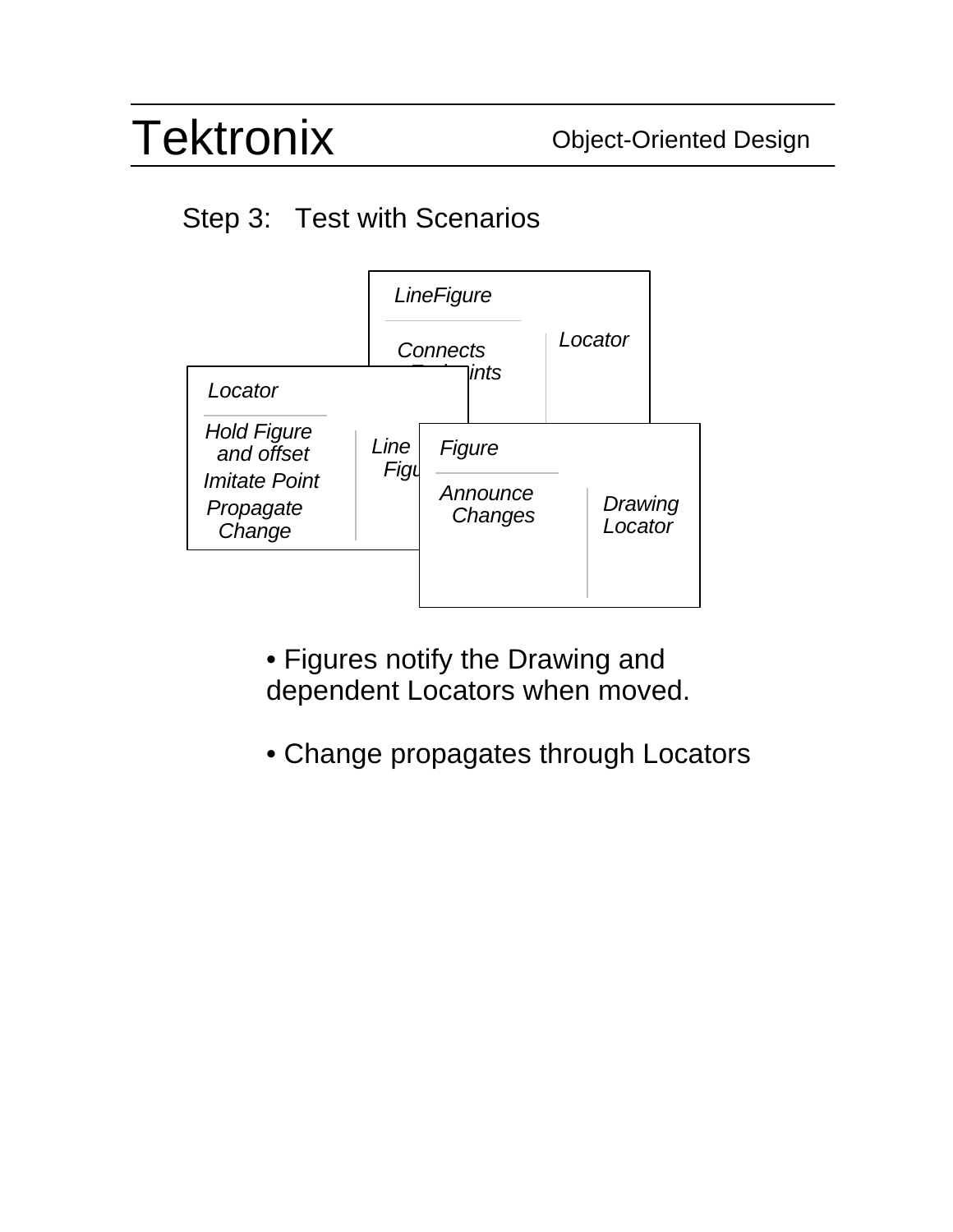## Step 3: Test with Scenarios

**LineFigure**

| Responsibilities | Collaborators |
| --- | --- |
| Connects Endpoints | Locator |

**Locator**

| Responsibilities | Collaborators |
| --- | --- |
| Hold Figure and offset<br>Imitate Point<br>Propagate Change | LineFigure |

**Figure**

| Responsibilities | Collaborators |
| --- | --- |
| Announce Changes | Drawing<br>Locator |

- Figures notify the Drawing and dependent Locators when moved.
- Change propagates through Locators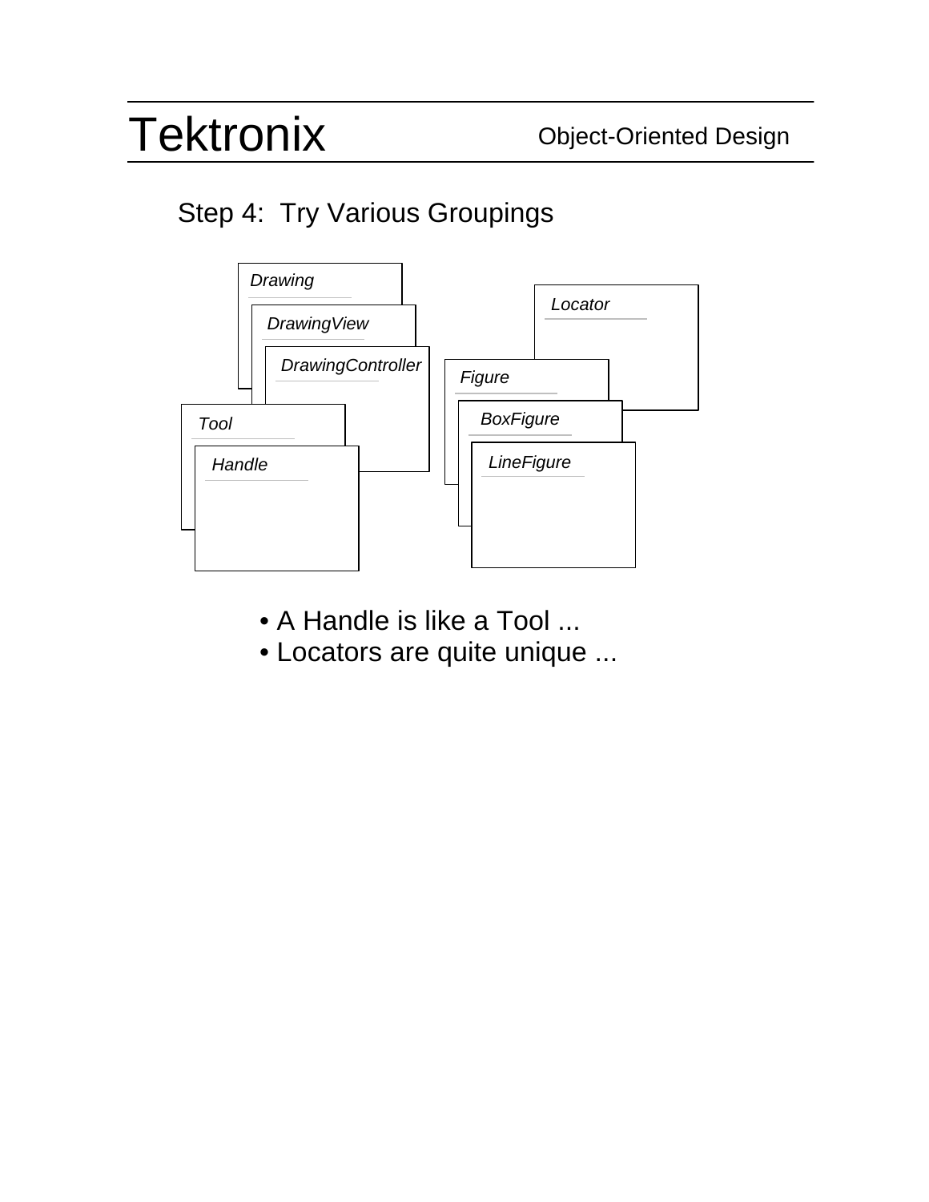## Step 4: Try Various Groupings

*Drawing*

*DrawingView*

*DrawingController*

*Tool*

*Handle*

*Figure*

*BoxFigure*

*LineFigure*

*Locator*

- A Handle is like a Tool ...
- Locators are quite unique ...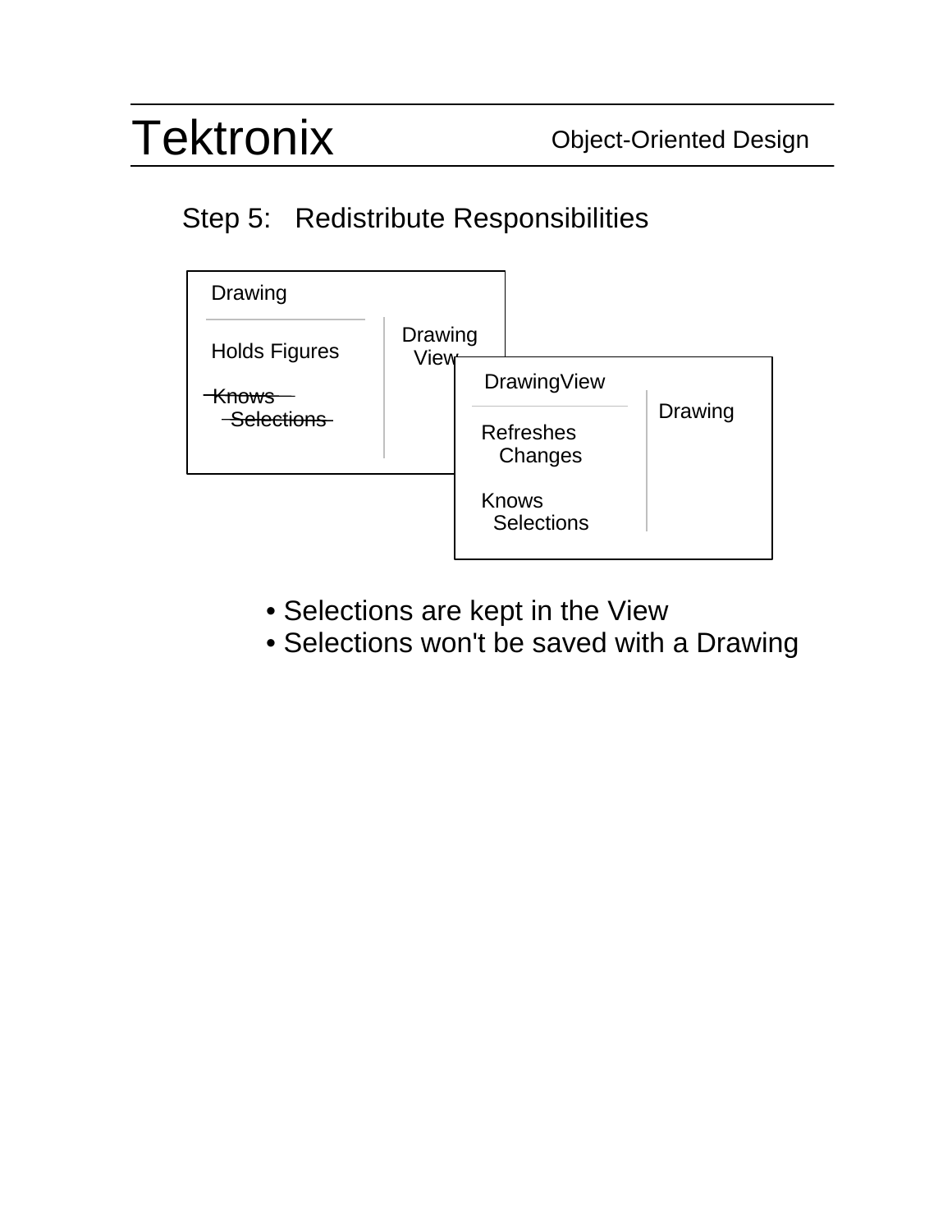## Step 5: Redistribute Responsibilities

| Drawing | |
|---|---|
| Holds Figures | Drawing View |
| ~~Knows Selections~~ | |

| DrawingView | |
|---|---|
| Refreshes Changes | Drawing |
| Knows Selections | |

- Selections are kept in the View
- Selections won't be saved with a Drawing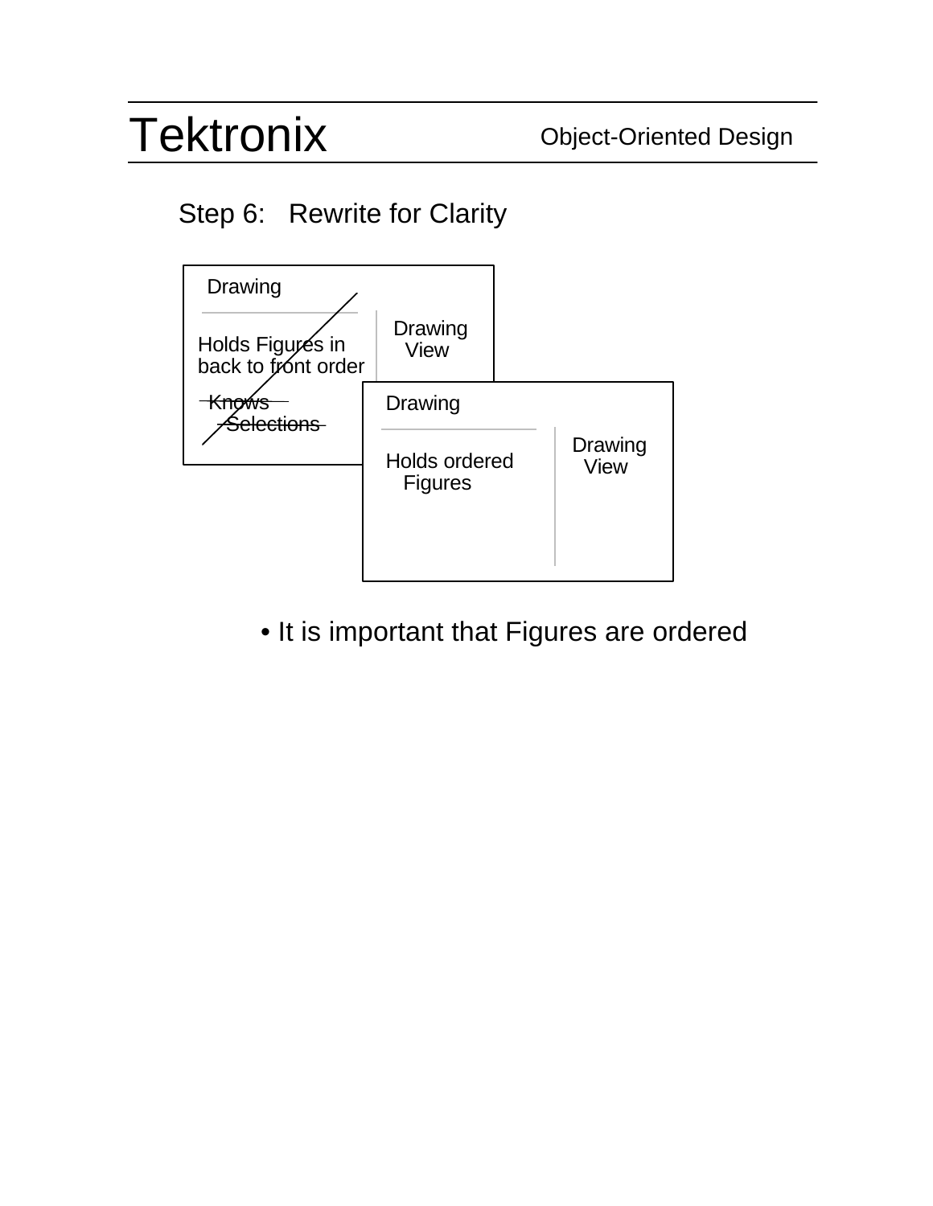## Step 6: Rewrite for Clarity

**Drawing** (original card)

| Drawing | |
|---|---|
| ~~Holds Figures in back to front order~~ | Drawing View |
| ~~Knows Selections~~ | |

**Drawing** (rewritten card)

| Drawing | |
|---|---|
| Holds ordered Figures | Drawing View |

- It is important that Figures are ordered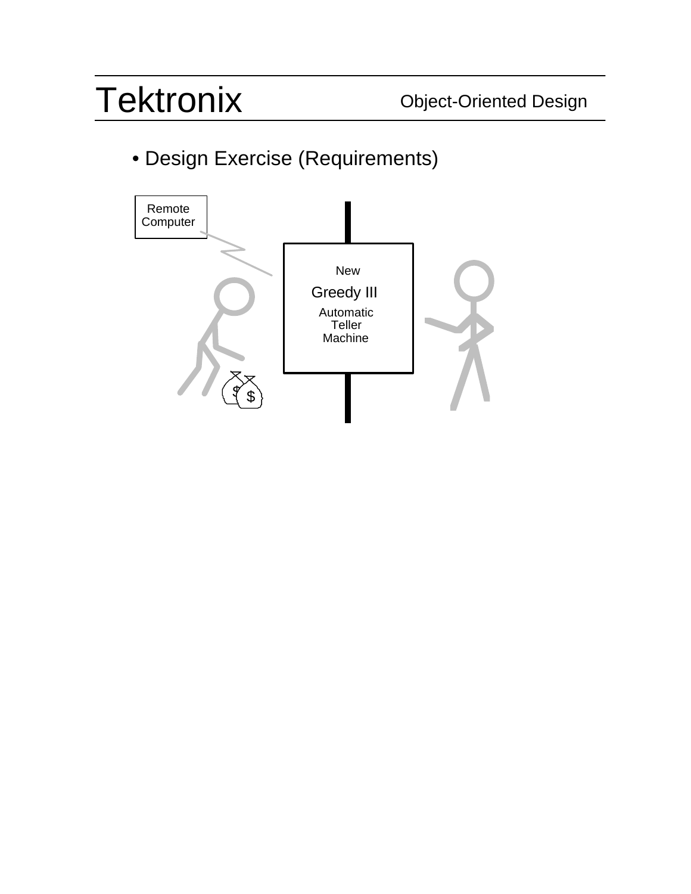• Design Exercise (Requirements)

Remote Computer

New

Greedy III

Automatic Teller Machine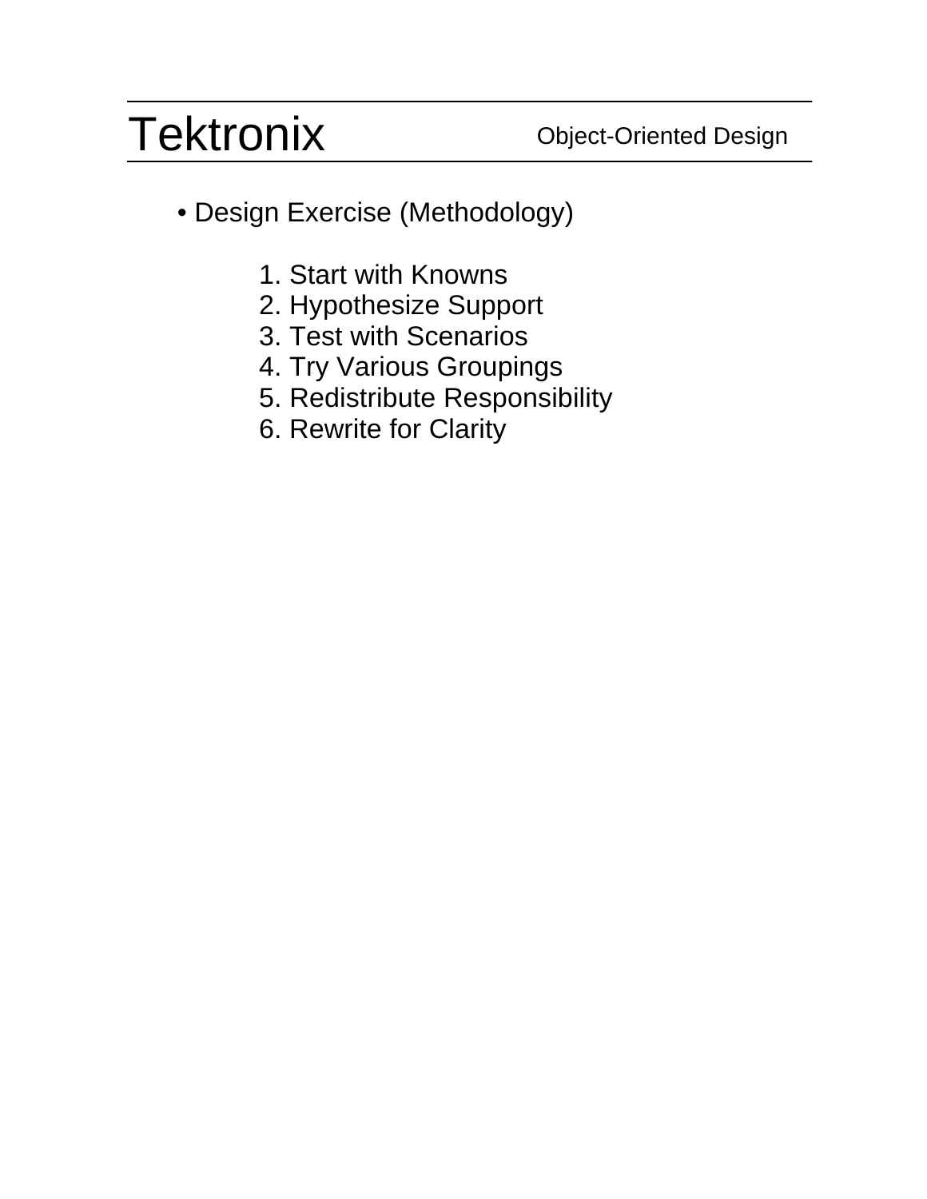- Design Exercise (Methodology)

    1. Start with Knowns
    2. Hypothesize Support
    3. Test with Scenarios
    4. Try Various Groupings
    5. Redistribute Responsibility
    6. Rewrite for Clarity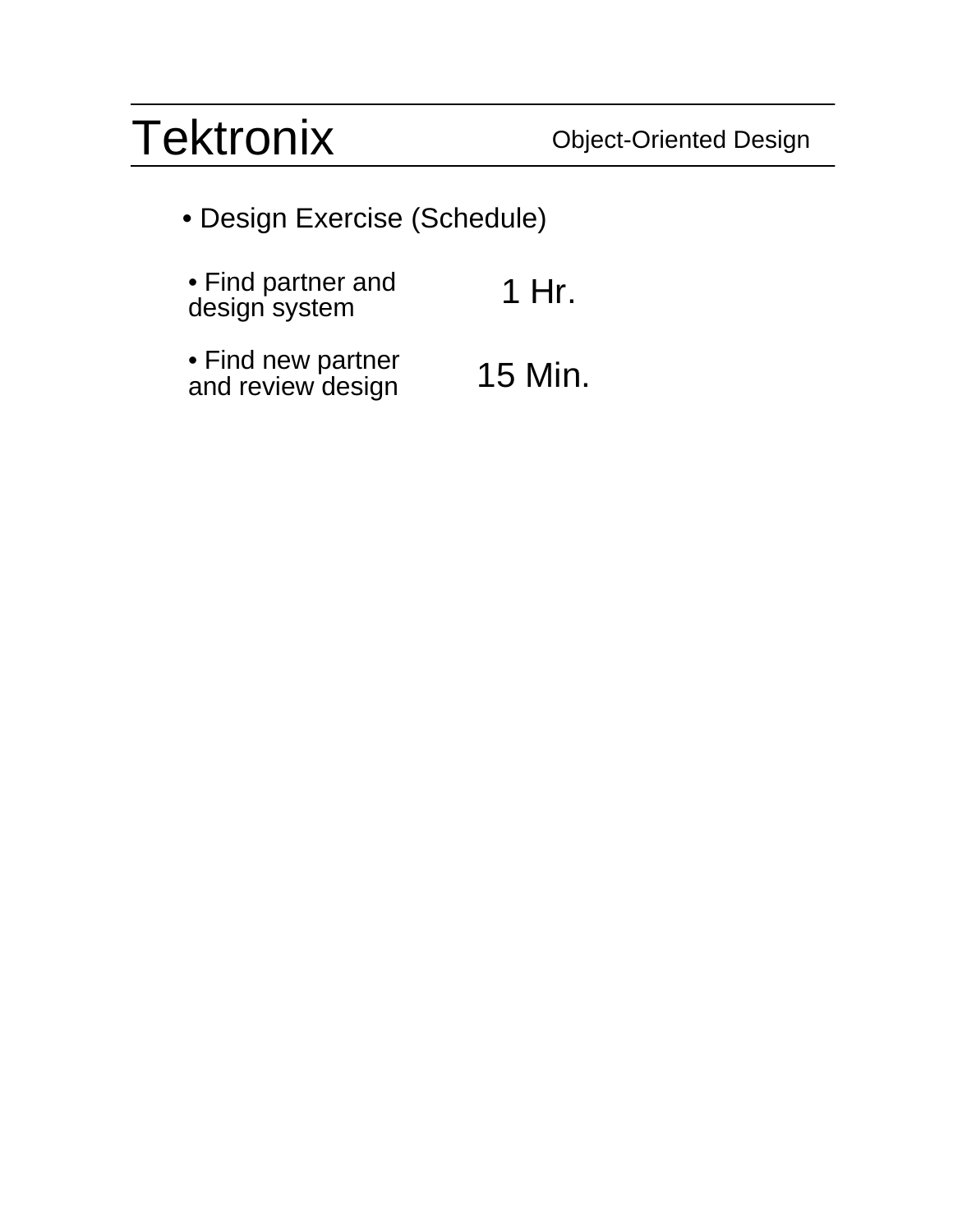• Design Exercise (Schedule)

| | |
|---|---|
| • Find partner and design system | 1 Hr. |
| • Find new partner and review design | 15 Min. |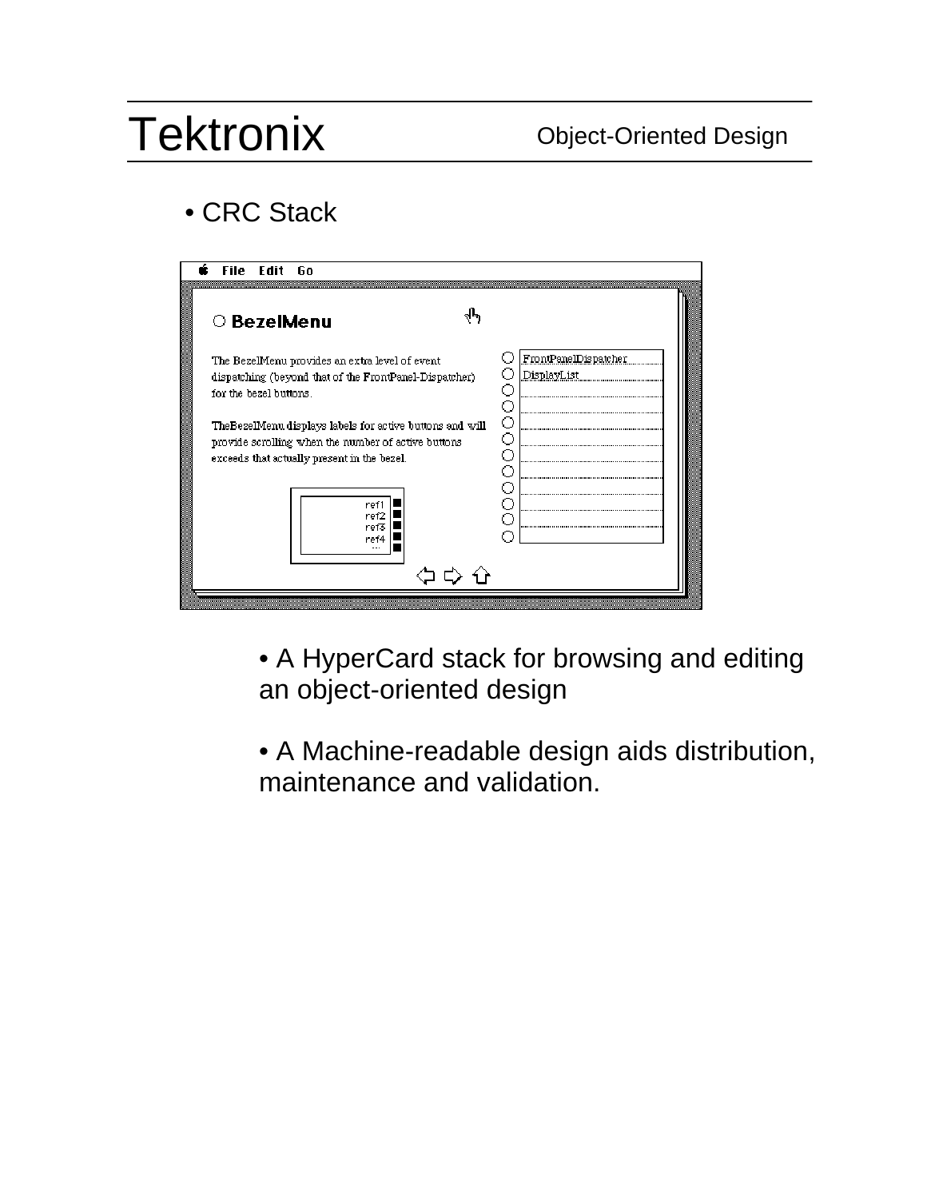• CRC Stack

BezelMenu

The BezelMenu provides an extra level of event dispatching (beyond that of the FrontPanel-Dispatcher) for the bezel buttons.

TheBezelMenu displays labels for active buttons and will provide scrolling when the number of active buttons exceeds that actually present in the bezel.

FrontPanelDispatcher
DisplayList

ref1
ref2
ref3
ref4

- A HyperCard stack for browsing and editing an object-oriented design

- A Machine-readable design aids distribution, maintenance and validation.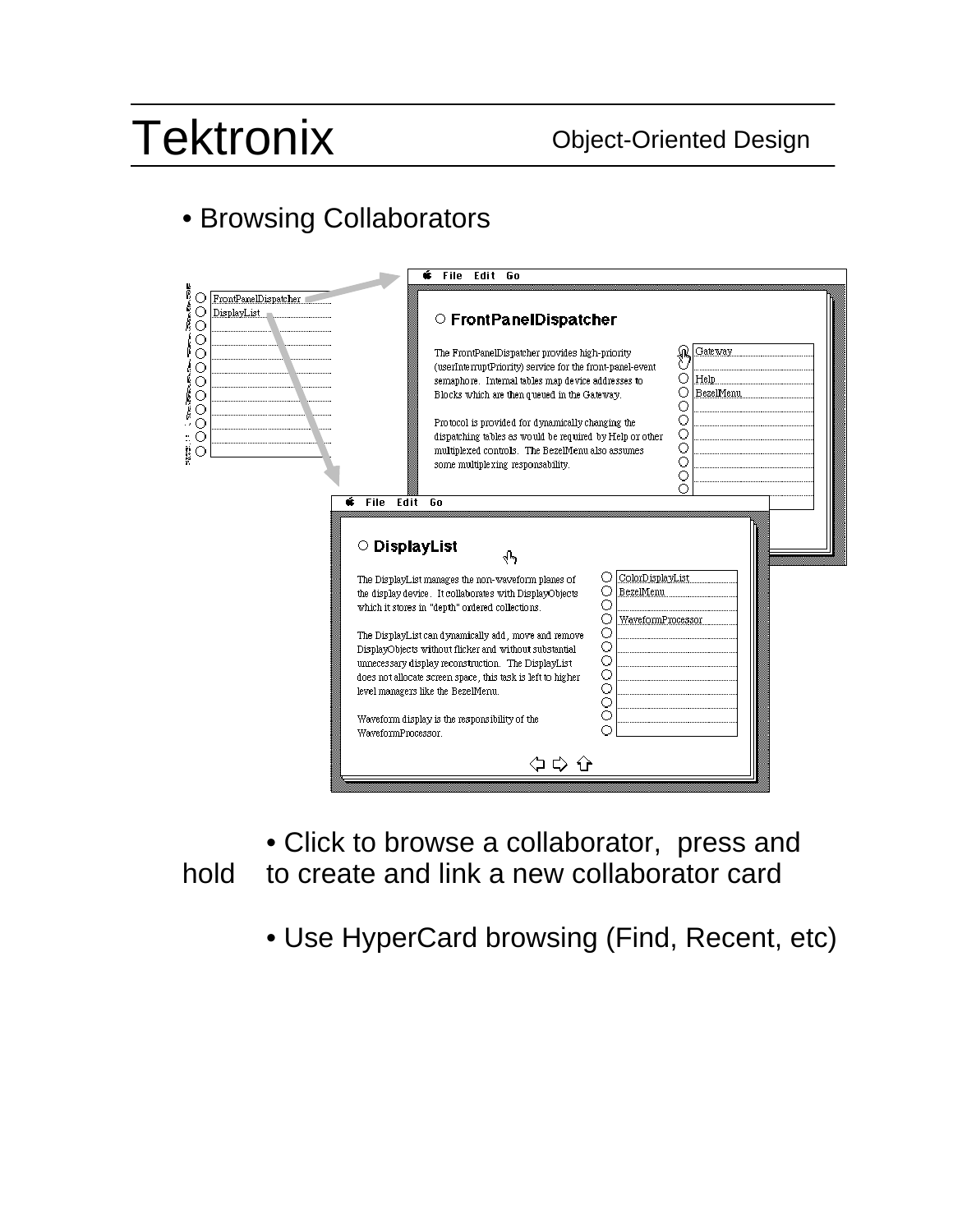• Browsing Collaborators

FrontPanelDispatcher
DisplayList

**FrontPanelDispatcher**

The FrontPanelDispatcher provides high-priority (userInterruptPriority) service for the front-panel-event semaphore. Internal tables map device addresses to Blocks which are then queued in the Gateway.

Protocol is provided for dynamically changing the dispatching tables as would be required by Help or other multiplexed controls. The BezelMenu also assumes some multiplexing responsability.

Gateway
Help
BezelMenu

**DisplayList**

The DisplayList manages the non-waveform planes of the display device. It collaborates with DisplayObjects which it stores in "depth" ordered collections.

The DisplayList can dynamically add, move and remove DisplayObjects without flicker and without substantial unnecessary display reconstruction. The DisplayList does not allocate screen space, this task is left to higher level managers like the BezelMenu.

Waveform display is the responsibility of the WaveformProcessor.

ColorDisplayList
BezelMenu
WaveformProcessor

• Click to browse a collaborator, press and hold to create and link a new collaborator card

• Use HyperCard browsing (Find, Recent, etc)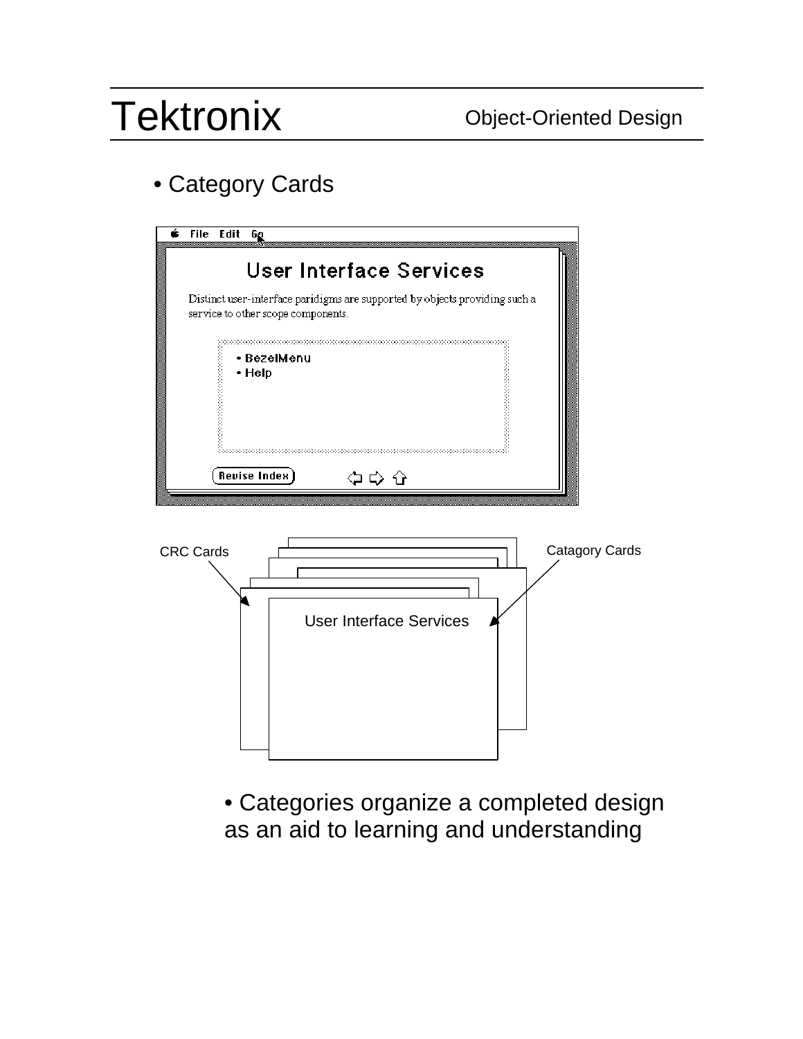• Category Cards

File Edit Go

User Interface Services

Distinct user-interface paridigms are supported by objects providing such a service to other scope components.

- BezelMenu
- Help

Revise Index

CRC Cards

Catagory Cards

User Interface Services

• Categories organize a completed design as an aid to learning and understanding